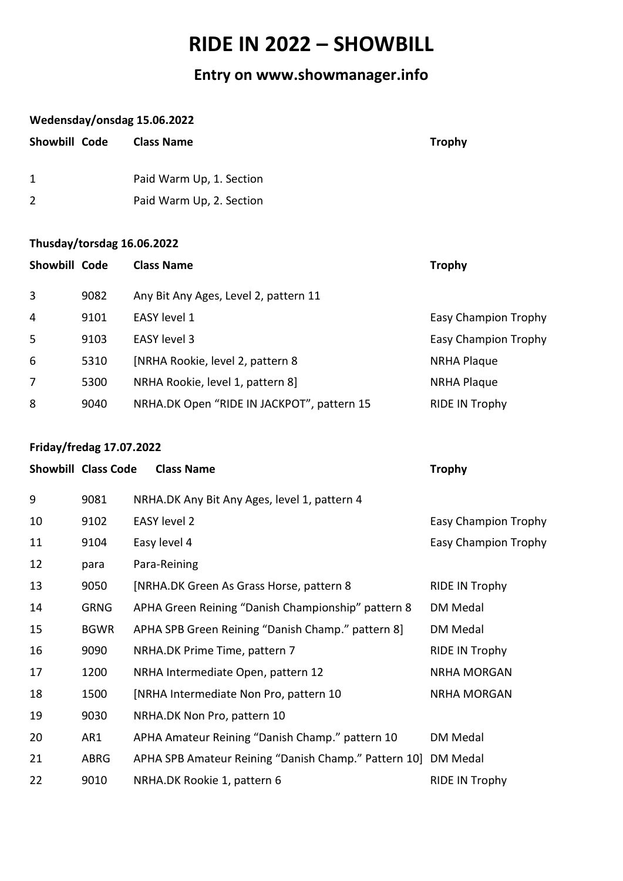# RIDE IN 2022 – SHOWBILL

## Entry on www.showmanager.info

**Wedensday/onsdag 15.06.2022**

| Showbill | Code | Class Name | Trophy |
|---|---|---|---|
| 1 | | Paid Warm Up, 1. Section | |
| 2 | | Paid Warm Up, 2. Section | |

**Thusday/torsdag 16.06.2022**

| Showbill | Code | Class Name | Trophy |
|---|---|---|---|
| 3 | 9082 | Any Bit Any Ages, Level 2, pattern 11 | |
| 4 | 9101 | EASY level 1 | Easy Champion Trophy |
| 5 | 9103 | EASY level 3 | Easy Champion Trophy |
| 6 | 5310 | [NRHA Rookie, level 2, pattern 8 | NRHA Plaque |
| 7 | 5300 | NRHA Rookie, level 1, pattern 8] | NRHA Plaque |
| 8 | 9040 | NRHA.DK Open "RIDE IN JACKPOT", pattern 15 | RIDE IN Trophy |

**Friday/fredag 17.07.2022**

| Showbill | Class Code | Class Name | Trophy |
|---|---|---|---|
| 9 | 9081 | NRHA.DK Any Bit Any Ages, level 1, pattern 4 | |
| 10 | 9102 | EASY level 2 | Easy Champion Trophy |
| 11 | 9104 | Easy level 4 | Easy Champion Trophy |
| 12 | para | Para-Reining | |
| 13 | 9050 | [NRHA.DK Green As Grass Horse, pattern 8 | RIDE IN Trophy |
| 14 | GRNG | APHA Green Reining "Danish Championship" pattern 8 | DM Medal |
| 15 | BGWR | APHA SPB Green Reining "Danish Champ." pattern 8] | DM Medal |
| 16 | 9090 | NRHA.DK Prime Time, pattern 7 | RIDE IN Trophy |
| 17 | 1200 | NRHA Intermediate Open, pattern 12 | NRHA MORGAN |
| 18 | 1500 | [NRHA Intermediate Non Pro, pattern 10 | NRHA MORGAN |
| 19 | 9030 | NRHA.DK Non Pro, pattern 10 | |
| 20 | AR1 | APHA Amateur Reining "Danish Champ." pattern 10 | DM Medal |
| 21 | ABRG | APHA SPB Amateur Reining "Danish Champ." Pattern 10] | DM Medal |
| 22 | 9010 | NRHA.DK Rookie 1, pattern 6 | RIDE IN Trophy |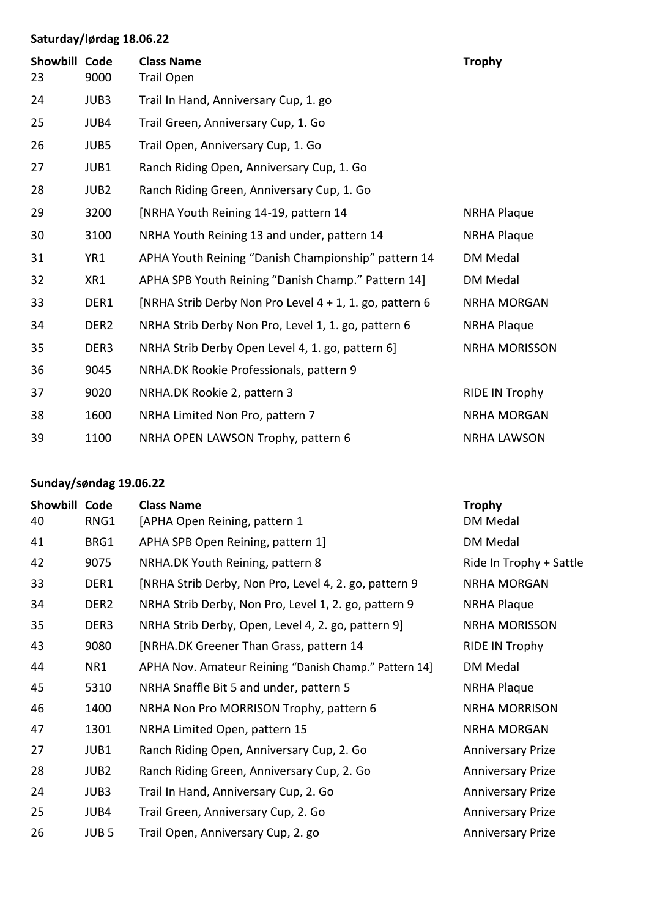**Saturday/lørdag 18.06.22**

| Showbill | Code | Class Name | Trophy |
|---|---|---|---|
| 23 | 9000 | Trail Open | |
| 24 | JUB3 | Trail In Hand, Anniversary Cup, 1. go | |
| 25 | JUB4 | Trail Green, Anniversary Cup, 1. Go | |
| 26 | JUB5 | Trail Open, Anniversary Cup, 1. Go | |
| 27 | JUB1 | Ranch Riding Open, Anniversary Cup, 1. Go | |
| 28 | JUB2 | Ranch Riding Green, Anniversary Cup, 1. Go | |
| 29 | 3200 | [NRHA Youth Reining 14-19, pattern 14 | NRHA Plaque |
| 30 | 3100 | NRHA Youth Reining 13 and under, pattern 14 | NRHA Plaque |
| 31 | YR1 | APHA Youth Reining "Danish Championship" pattern 14 | DM Medal |
| 32 | XR1 | APHA SPB Youth Reining "Danish Champ." Pattern 14] | DM Medal |
| 33 | DER1 | [NRHA Strib Derby Non Pro Level 4 + 1, 1. go, pattern 6 | NRHA MORGAN |
| 34 | DER2 | NRHA Strib Derby Non Pro, Level 1, 1. go, pattern 6 | NRHA Plaque |
| 35 | DER3 | NRHA Strib Derby Open Level 4, 1. go, pattern 6] | NRHA MORISSON |
| 36 | 9045 | NRHA.DK Rookie Professionals, pattern 9 | |
| 37 | 9020 | NRHA.DK Rookie 2, pattern 3 | RIDE IN Trophy |
| 38 | 1600 | NRHA Limited Non Pro, pattern 7 | NRHA MORGAN |
| 39 | 1100 | NRHA OPEN LAWSON Trophy, pattern 6 | NRHA LAWSON |

**Sunday/søndag 19.06.22**

| Showbill | Code | Class Name | Trophy |
|---|---|---|---|
| 40 | RNG1 | [APHA Open Reining, pattern 1 | DM Medal |
| 41 | BRG1 | APHA SPB Open Reining, pattern 1] | DM Medal |
| 42 | 9075 | NRHA.DK Youth Reining, pattern 8 | Ride In Trophy + Sattle |
| 33 | DER1 | [NRHA Strib Derby, Non Pro, Level 4, 2. go, pattern 9 | NRHA MORGAN |
| 34 | DER2 | NRHA Strib Derby, Non Pro, Level 1, 2. go, pattern 9 | NRHA Plaque |
| 35 | DER3 | NRHA Strib Derby, Open, Level 4, 2. go, pattern 9] | NRHA MORISSON |
| 43 | 9080 | [NRHA.DK Greener Than Grass, pattern 14 | RIDE IN Trophy |
| 44 | NR1 | APHA Nov. Amateur Reining "Danish Champ." Pattern 14] | DM Medal |
| 45 | 5310 | NRHA Snaffle Bit 5 and under, pattern 5 | NRHA Plaque |
| 46 | 1400 | NRHA Non Pro MORRISON Trophy, pattern 6 | NRHA MORRISON |
| 47 | 1301 | NRHA Limited Open, pattern 15 | NRHA MORGAN |
| 27 | JUB1 | Ranch Riding Open, Anniversary Cup, 2. Go | Anniversary Prize |
| 28 | JUB2 | Ranch Riding Green, Anniversary Cup, 2. Go | Anniversary Prize |
| 24 | JUB3 | Trail In Hand, Anniversary Cup, 2. Go | Anniversary Prize |
| 25 | JUB4 | Trail Green, Anniversary Cup, 2. Go | Anniversary Prize |
| 26 | JUB 5 | Trail Open, Anniversary Cup, 2. go | Anniversary Prize |